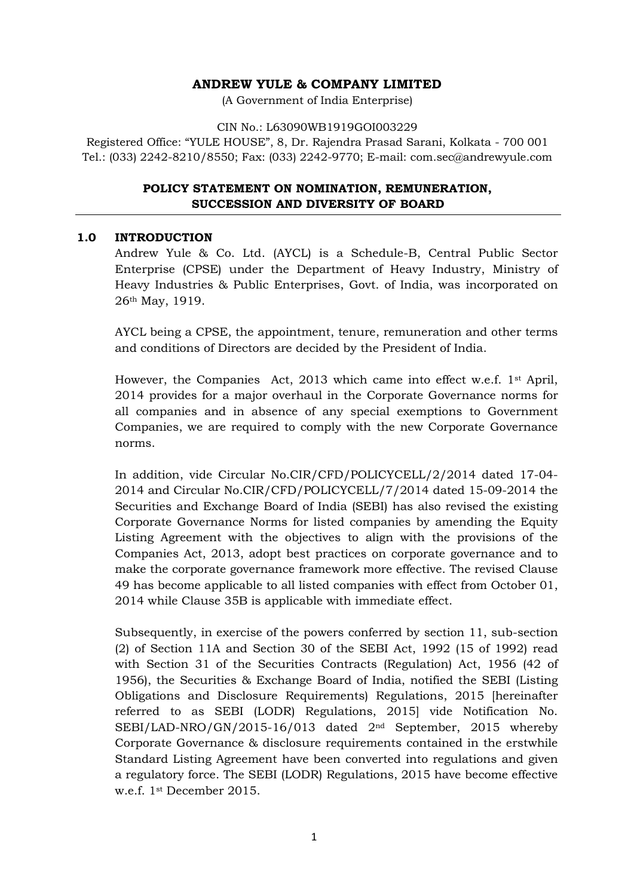**ANDREW YULE & COMPANY LIMITED**

(A Government of India Enterprise)

CIN No.: L63090WB1919GOI003229

Registered Office: "YULE HOUSE", 8, Dr. Rajendra Prasad Sarani, Kolkata - 700 001
Tel.: (033) 2242-8210/8550; Fax: (033) 2242-9770; E-mail: com.sec@andrewyule.com

## POLICY STATEMENT ON NOMINATION, REMUNERATION, SUCCESSION AND DIVERSITY OF BOARD

### 1.0 INTRODUCTION

Andrew Yule & Co. Ltd. (AYCL) is a Schedule-B, Central Public Sector Enterprise (CPSE) under the Department of Heavy Industry, Ministry of Heavy Industries & Public Enterprises, Govt. of India, was incorporated on 26th May, 1919.

AYCL being a CPSE, the appointment, tenure, remuneration and other terms and conditions of Directors are decided by the President of India.

However, the Companies Act, 2013 which came into effect w.e.f. 1st April, 2014 provides for a major overhaul in the Corporate Governance norms for all companies and in absence of any special exemptions to Government Companies, we are required to comply with the new Corporate Governance norms.

In addition, vide Circular No.CIR/CFD/POLICYCELL/2/2014 dated 17-04-2014 and Circular No.CIR/CFD/POLICYCELL/7/2014 dated 15-09-2014 the Securities and Exchange Board of India (SEBI) has also revised the existing Corporate Governance Norms for listed companies by amending the Equity Listing Agreement with the objectives to align with the provisions of the Companies Act, 2013, adopt best practices on corporate governance and to make the corporate governance framework more effective. The revised Clause 49 has become applicable to all listed companies with effect from October 01, 2014 while Clause 35B is applicable with immediate effect.

Subsequently, in exercise of the powers conferred by section 11, sub-section (2) of Section 11A and Section 30 of the SEBI Act, 1992 (15 of 1992) read with Section 31 of the Securities Contracts (Regulation) Act, 1956 (42 of 1956), the Securities & Exchange Board of India, notified the SEBI (Listing Obligations and Disclosure Requirements) Regulations, 2015 [hereinafter referred to as SEBI (LODR) Regulations, 2015] vide Notification No. SEBI/LAD-NRO/GN/2015-16/013 dated 2nd September, 2015 whereby Corporate Governance & disclosure requirements contained in the erstwhile Standard Listing Agreement have been converted into regulations and given a regulatory force. The SEBI (LODR) Regulations, 2015 have become effective w.e.f. 1st December 2015.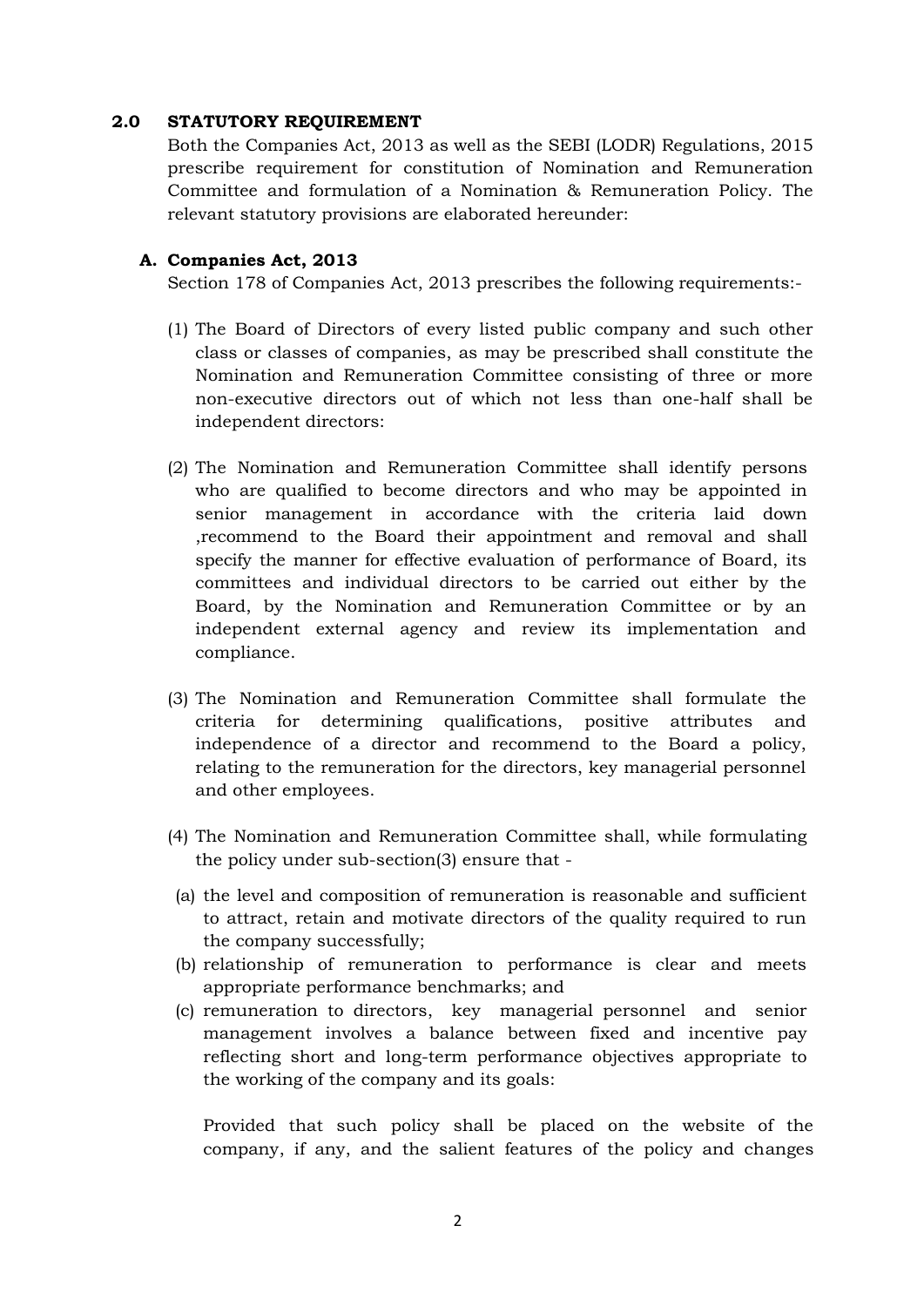## 2.0 STATUTORY REQUIREMENT

Both the Companies Act, 2013 as well as the SEBI (LODR) Regulations, 2015 prescribe requirement for constitution of Nomination and Remuneration Committee and formulation of a Nomination & Remuneration Policy. The relevant statutory provisions are elaborated hereunder:

### A. Companies Act, 2013

Section 178 of Companies Act, 2013 prescribes the following requirements:-

(1) The Board of Directors of every listed public company and such other class or classes of companies, as may be prescribed shall constitute the Nomination and Remuneration Committee consisting of three or more non-executive directors out of which not less than one-half shall be independent directors:

(2) The Nomination and Remuneration Committee shall identify persons who are qualified to become directors and who may be appointed in senior management in accordance with the criteria laid down ,recommend to the Board their appointment and removal and shall specify the manner for effective evaluation of performance of Board, its committees and individual directors to be carried out either by the Board, by the Nomination and Remuneration Committee or by an independent external agency and review its implementation and compliance.

(3) The Nomination and Remuneration Committee shall formulate the criteria for determining qualifications, positive attributes and independence of a director and recommend to the Board a policy, relating to the remuneration for the directors, key managerial personnel and other employees.

(4) The Nomination and Remuneration Committee shall, while formulating the policy under sub-section(3) ensure that -

(a) the level and composition of remuneration is reasonable and sufficient to attract, retain and motivate directors of the quality required to run the company successfully;

(b) relationship of remuneration to performance is clear and meets appropriate performance benchmarks; and

(c) remuneration to directors, key managerial personnel and senior management involves a balance between fixed and incentive pay reflecting short and long-term performance objectives appropriate to the working of the company and its goals:

Provided that such policy shall be placed on the website of the company, if any, and the salient features of the policy and changes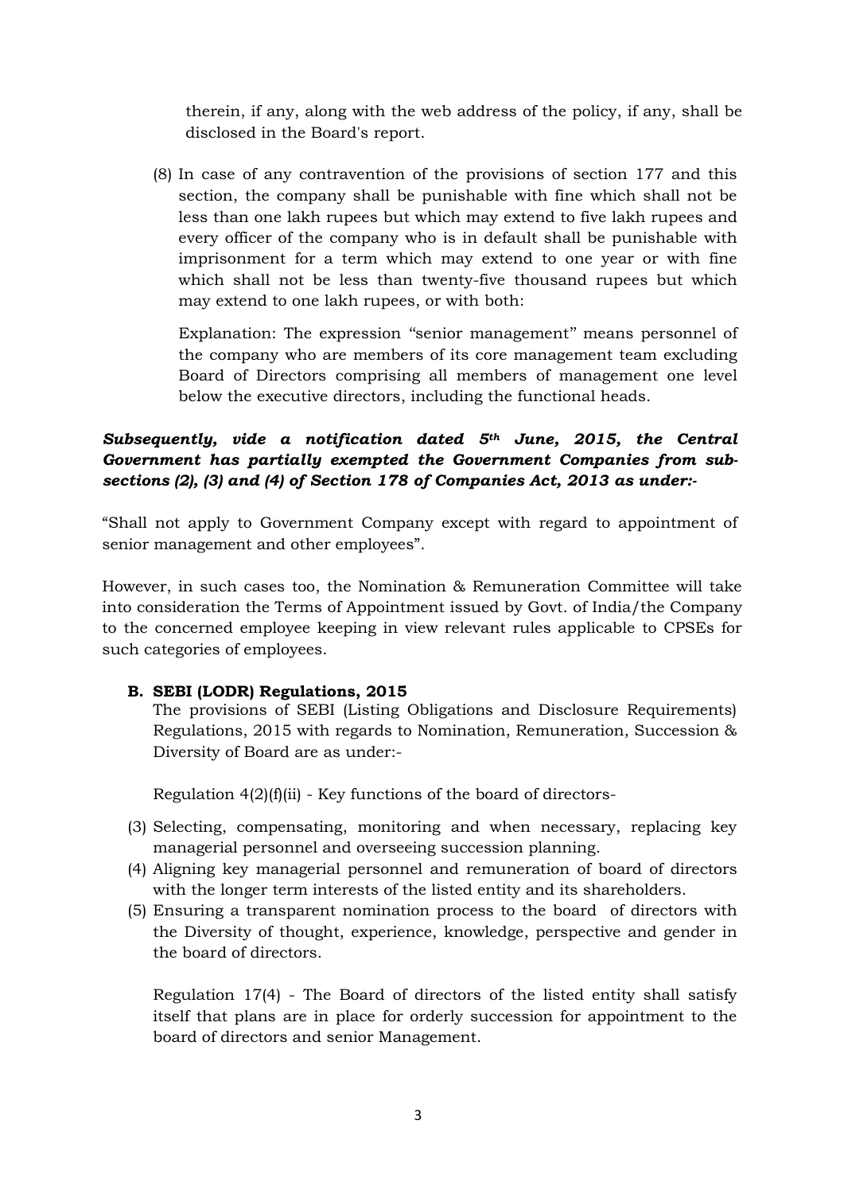therein, if any, along with the web address of the policy, if any, shall be disclosed in the Board's report.

(8) In case of any contravention of the provisions of section 177 and this section, the company shall be punishable with fine which shall not be less than one lakh rupees but which may extend to five lakh rupees and every officer of the company who is in default shall be punishable with imprisonment for a term which may extend to one year or with fine which shall not be less than twenty-five thousand rupees but which may extend to one lakh rupees, or with both:

Explanation: The expression "senior management" means personnel of the company who are members of its core management team excluding Board of Directors comprising all members of management one level below the executive directors, including the functional heads.

***Subsequently, vide a notification dated 5th June, 2015, the Central Government has partially exempted the Government Companies from sub-sections (2), (3) and (4) of Section 178 of Companies Act, 2013 as under:-***

"Shall not apply to Government Company except with regard to appointment of senior management and other employees".

However, in such cases too, the Nomination & Remuneration Committee will take into consideration the Terms of Appointment issued by Govt. of India/the Company to the concerned employee keeping in view relevant rules applicable to CPSEs for such categories of employees.

**B. SEBI (LODR) Regulations, 2015**

The provisions of SEBI (Listing Obligations and Disclosure Requirements) Regulations, 2015 with regards to Nomination, Remuneration, Succession & Diversity of Board are as under:-

Regulation 4(2)(f)(ii) - Key functions of the board of directors-

(3) Selecting, compensating, monitoring and when necessary, replacing key managerial personnel and overseeing succession planning.
(4) Aligning key managerial personnel and remuneration of board of directors with the longer term interests of the listed entity and its shareholders.
(5) Ensuring a transparent nomination process to the board of directors with the Diversity of thought, experience, knowledge, perspective and gender in the board of directors.

Regulation 17(4) - The Board of directors of the listed entity shall satisfy itself that plans are in place for orderly succession for appointment to the board of directors and senior Management.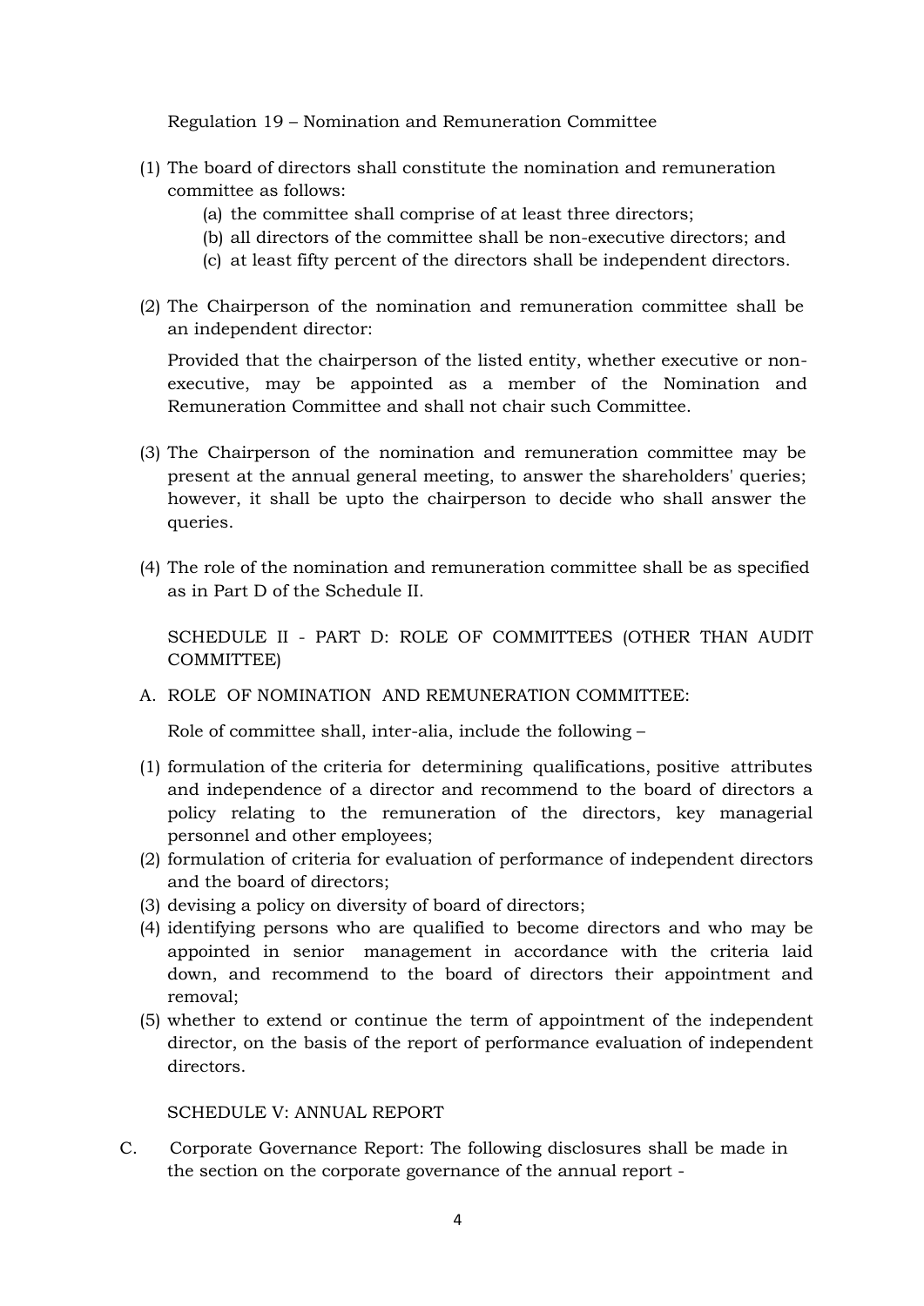Regulation 19 – Nomination and Remuneration Committee

(1) The board of directors shall constitute the nomination and remuneration committee as follows:
    (a) the committee shall comprise of at least three directors;
    (b) all directors of the committee shall be non-executive directors; and
    (c) at least fifty percent of the directors shall be independent directors.

(2) The Chairperson of the nomination and remuneration committee shall be an independent director:

    Provided that the chairperson of the listed entity, whether executive or non-executive, may be appointed as a member of the Nomination and Remuneration Committee and shall not chair such Committee.

(3) The Chairperson of the nomination and remuneration committee may be present at the annual general meeting, to answer the shareholders' queries; however, it shall be upto the chairperson to decide who shall answer the queries.

(4) The role of the nomination and remuneration committee shall be as specified as in Part D of the Schedule II.

    SCHEDULE II - PART D: ROLE OF COMMITTEES (OTHER THAN AUDIT COMMITTEE)

A. ROLE OF NOMINATION AND REMUNERATION COMMITTEE:

    Role of committee shall, inter-alia, include the following –

(1) formulation of the criteria for determining qualifications, positive attributes and independence of a director and recommend to the board of directors a policy relating to the remuneration of the directors, key managerial personnel and other employees;
(2) formulation of criteria for evaluation of performance of independent directors and the board of directors;
(3) devising a policy on diversity of board of directors;
(4) identifying persons who are qualified to become directors and who may be appointed in senior management in accordance with the criteria laid down, and recommend to the board of directors their appointment and removal;
(5) whether to extend or continue the term of appointment of the independent director, on the basis of the report of performance evaluation of independent directors.

    SCHEDULE V: ANNUAL REPORT

C. Corporate Governance Report: The following disclosures shall be made in the section on the corporate governance of the annual report -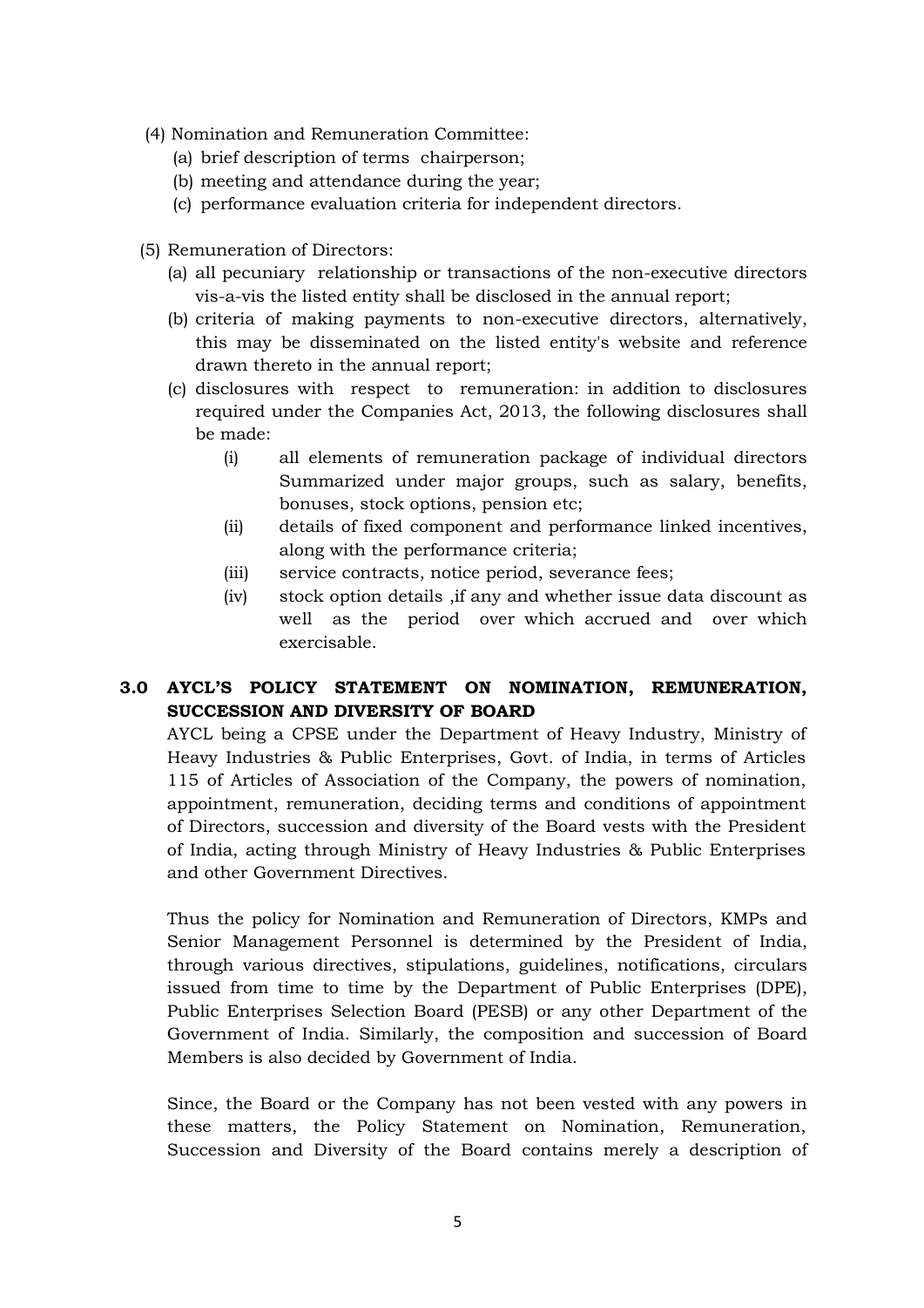(4) Nomination and Remuneration Committee:

(a) brief description of terms chairperson;

(b) meeting and attendance during the year;

(c) performance evaluation criteria for independent directors.

(5) Remuneration of Directors:

(a) all pecuniary relationship or transactions of the non-executive directors vis-a-vis the listed entity shall be disclosed in the annual report;

(b) criteria of making payments to non-executive directors, alternatively, this may be disseminated on the listed entity's website and reference drawn thereto in the annual report;

(c) disclosures with respect to remuneration: in addition to disclosures required under the Companies Act, 2013, the following disclosures shall be made:

(i) all elements of remuneration package of individual directors Summarized under major groups, such as salary, benefits, bonuses, stock options, pension etc;

(ii) details of fixed component and performance linked incentives, along with the performance criteria;

(iii) service contracts, notice period, severance fees;

(iv) stock option details ,if any and whether issue data discount as well as the period over which accrued and over which exercisable.

## 3.0 AYCL'S POLICY STATEMENT ON NOMINATION, REMUNERATION, SUCCESSION AND DIVERSITY OF BOARD

AYCL being a CPSE under the Department of Heavy Industry, Ministry of Heavy Industries & Public Enterprises, Govt. of India, in terms of Articles 115 of Articles of Association of the Company, the powers of nomination, appointment, remuneration, deciding terms and conditions of appointment of Directors, succession and diversity of the Board vests with the President of India, acting through Ministry of Heavy Industries & Public Enterprises and other Government Directives.

Thus the policy for Nomination and Remuneration of Directors, KMPs and Senior Management Personnel is determined by the President of India, through various directives, stipulations, guidelines, notifications, circulars issued from time to time by the Department of Public Enterprises (DPE), Public Enterprises Selection Board (PESB) or any other Department of the Government of India. Similarly, the composition and succession of Board Members is also decided by Government of India.

Since, the Board or the Company has not been vested with any powers in these matters, the Policy Statement on Nomination, Remuneration, Succession and Diversity of the Board contains merely a description of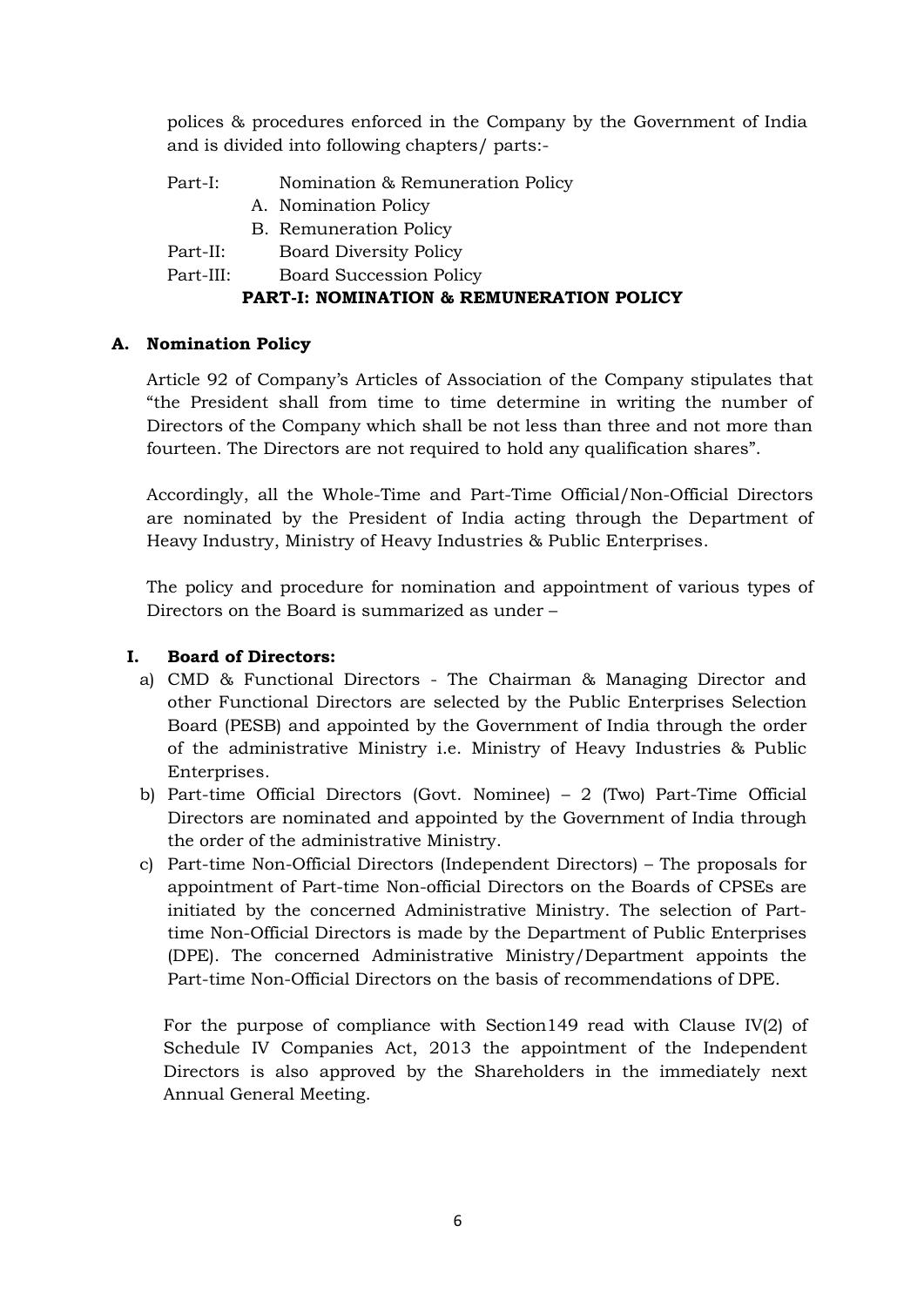polices & procedures enforced in the Company by the Government of India and is divided into following chapters/ parts:-

Part-I: Nomination & Remuneration Policy

A. Nomination Policy
B. Remuneration Policy

Part-II: Board Diversity Policy

Part-III: Board Succession Policy

## PART-I: NOMINATION & REMUNERATION POLICY

### A. Nomination Policy

Article 92 of Company's Articles of Association of the Company stipulates that "the President shall from time to time determine in writing the number of Directors of the Company which shall be not less than three and not more than fourteen. The Directors are not required to hold any qualification shares".

Accordingly, all the Whole-Time and Part-Time Official/Non-Official Directors are nominated by the President of India acting through the Department of Heavy Industry, Ministry of Heavy Industries & Public Enterprises.

The policy and procedure for nomination and appointment of various types of Directors on the Board is summarized as under –

#### I. Board of Directors:

a) CMD & Functional Directors - The Chairman & Managing Director and other Functional Directors are selected by the Public Enterprises Selection Board (PESB) and appointed by the Government of India through the order of the administrative Ministry i.e. Ministry of Heavy Industries & Public Enterprises.

b) Part-time Official Directors (Govt. Nominee) – 2 (Two) Part-Time Official Directors are nominated and appointed by the Government of India through the order of the administrative Ministry.

c) Part-time Non-Official Directors (Independent Directors) – The proposals for appointment of Part-time Non-official Directors on the Boards of CPSEs are initiated by the concerned Administrative Ministry. The selection of Part-time Non-Official Directors is made by the Department of Public Enterprises (DPE). The concerned Administrative Ministry/Department appoints the Part-time Non-Official Directors on the basis of recommendations of DPE.

For the purpose of compliance with Section149 read with Clause IV(2) of Schedule IV Companies Act, 2013 the appointment of the Independent Directors is also approved by the Shareholders in the immediately next Annual General Meeting.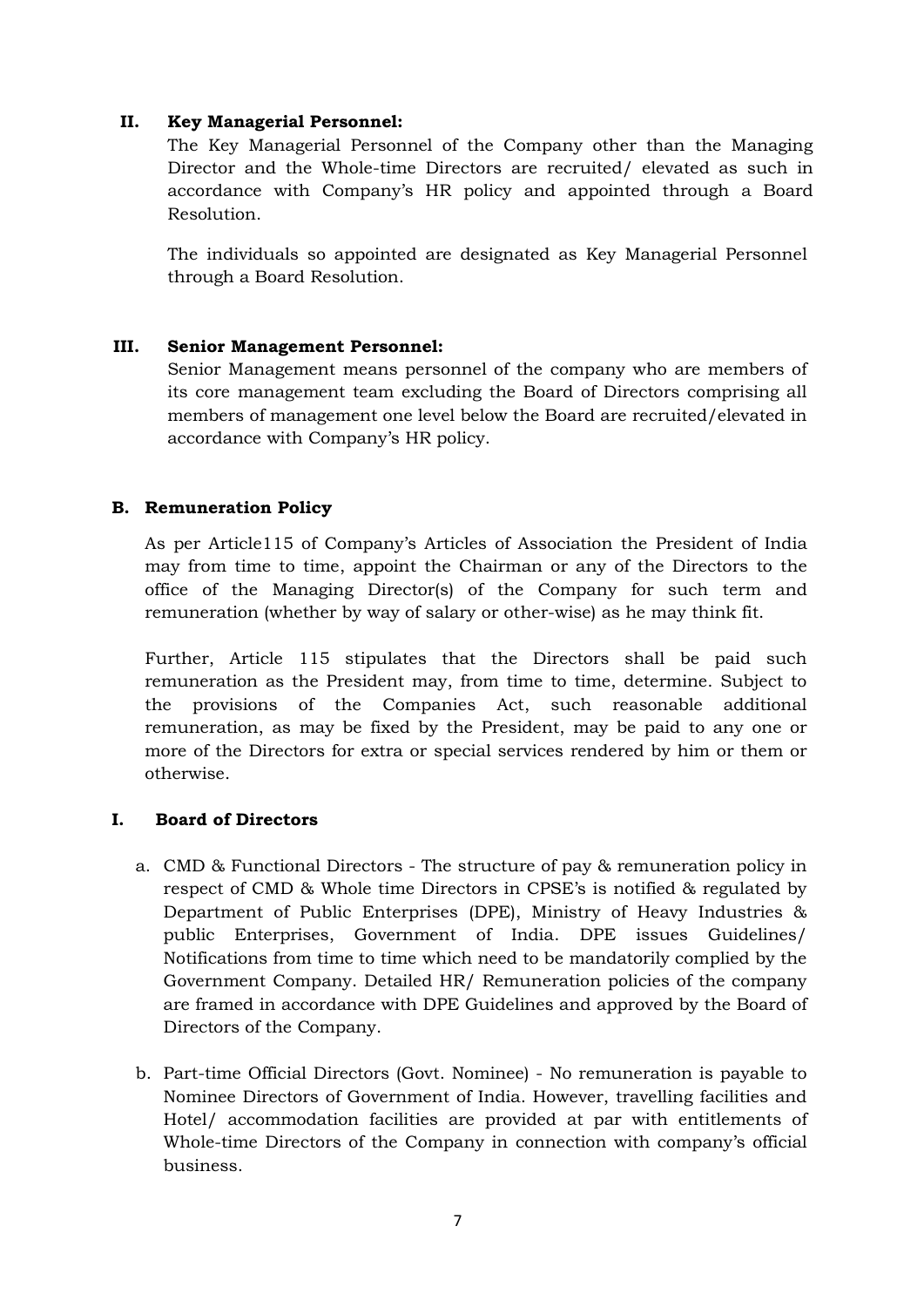### II. Key Managerial Personnel:

The Key Managerial Personnel of the Company other than the Managing Director and the Whole-time Directors are recruited/ elevated as such in accordance with Company's HR policy and appointed through a Board Resolution.

The individuals so appointed are designated as Key Managerial Personnel through a Board Resolution.

### III. Senior Management Personnel:

Senior Management means personnel of the company who are members of its core management team excluding the Board of Directors comprising all members of management one level below the Board are recruited/elevated in accordance with Company's HR policy.

## B. Remuneration Policy

As per Article115 of Company's Articles of Association the President of India may from time to time, appoint the Chairman or any of the Directors to the office of the Managing Director(s) of the Company for such term and remuneration (whether by way of salary or other-wise) as he may think fit.

Further, Article 115 stipulates that the Directors shall be paid such remuneration as the President may, from time to time, determine. Subject to the provisions of the Companies Act, such reasonable additional remuneration, as may be fixed by the President, may be paid to any one or more of the Directors for extra or special services rendered by him or them or otherwise.

### I. Board of Directors

a. CMD & Functional Directors - The structure of pay & remuneration policy in respect of CMD & Whole time Directors in CPSE's is notified & regulated by Department of Public Enterprises (DPE), Ministry of Heavy Industries & public Enterprises, Government of India. DPE issues Guidelines/ Notifications from time to time which need to be mandatorily complied by the Government Company. Detailed HR/ Remuneration policies of the company are framed in accordance with DPE Guidelines and approved by the Board of Directors of the Company.

b. Part-time Official Directors (Govt. Nominee) - No remuneration is payable to Nominee Directors of Government of India. However, travelling facilities and Hotel/ accommodation facilities are provided at par with entitlements of Whole-time Directors of the Company in connection with company's official business.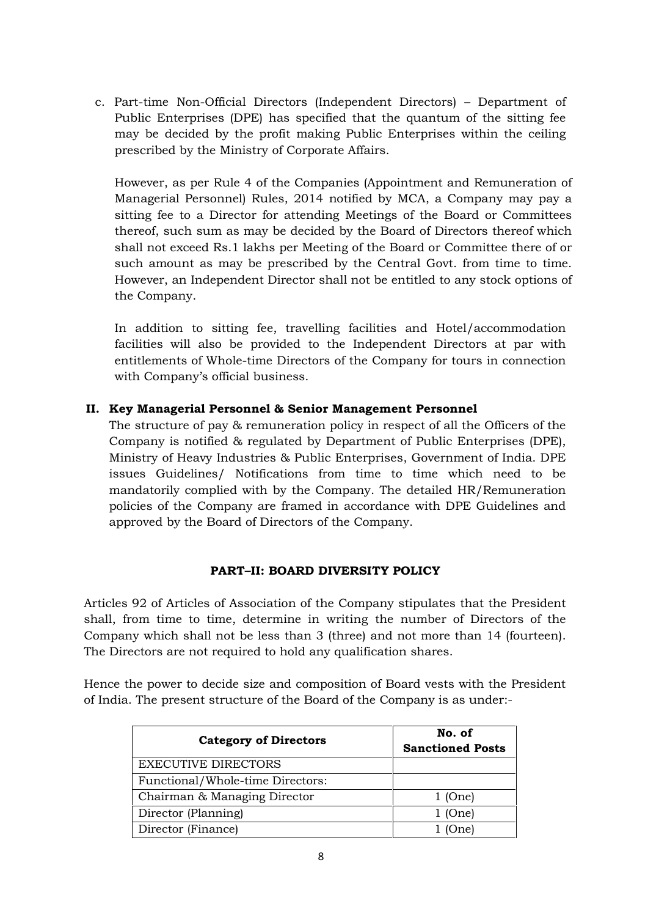c. Part-time Non-Official Directors (Independent Directors) – Department of Public Enterprises (DPE) has specified that the quantum of the sitting fee may be decided by the profit making Public Enterprises within the ceiling prescribed by the Ministry of Corporate Affairs.

   However, as per Rule 4 of the Companies (Appointment and Remuneration of Managerial Personnel) Rules, 2014 notified by MCA, a Company may pay a sitting fee to a Director for attending Meetings of the Board or Committees thereof, such sum as may be decided by the Board of Directors thereof which shall not exceed Rs.1 lakhs per Meeting of the Board or Committee there of or such amount as may be prescribed by the Central Govt. from time to time. However, an Independent Director shall not be entitled to any stock options of the Company.

   In addition to sitting fee, travelling facilities and Hotel/accommodation facilities will also be provided to the Independent Directors at par with entitlements of Whole-time Directors of the Company for tours in connection with Company's official business.

**II. Key Managerial Personnel & Senior Management Personnel**

The structure of pay & remuneration policy in respect of all the Officers of the Company is notified & regulated by Department of Public Enterprises (DPE), Ministry of Heavy Industries & Public Enterprises, Government of India. DPE issues Guidelines/ Notifications from time to time which need to be mandatorily complied with by the Company. The detailed HR/Remuneration policies of the Company are framed in accordance with DPE Guidelines and approved by the Board of Directors of the Company.

## PART–II: BOARD DIVERSITY POLICY

Articles 92 of Articles of Association of the Company stipulates that the President shall, from time to time, determine in writing the number of Directors of the Company which shall not be less than 3 (three) and not more than 14 (fourteen). The Directors are not required to hold any qualification shares.

Hence the power to decide size and composition of Board vests with the President of India. The present structure of the Board of the Company is as under:-

| Category of Directors | No. of Sanctioned Posts |
|---|---|
| EXECUTIVE DIRECTORS | |
| Functional/Whole-time Directors: | |
| Chairman & Managing Director | 1 (One) |
| Director (Planning) | 1 (One) |
| Director (Finance) | 1 (One) |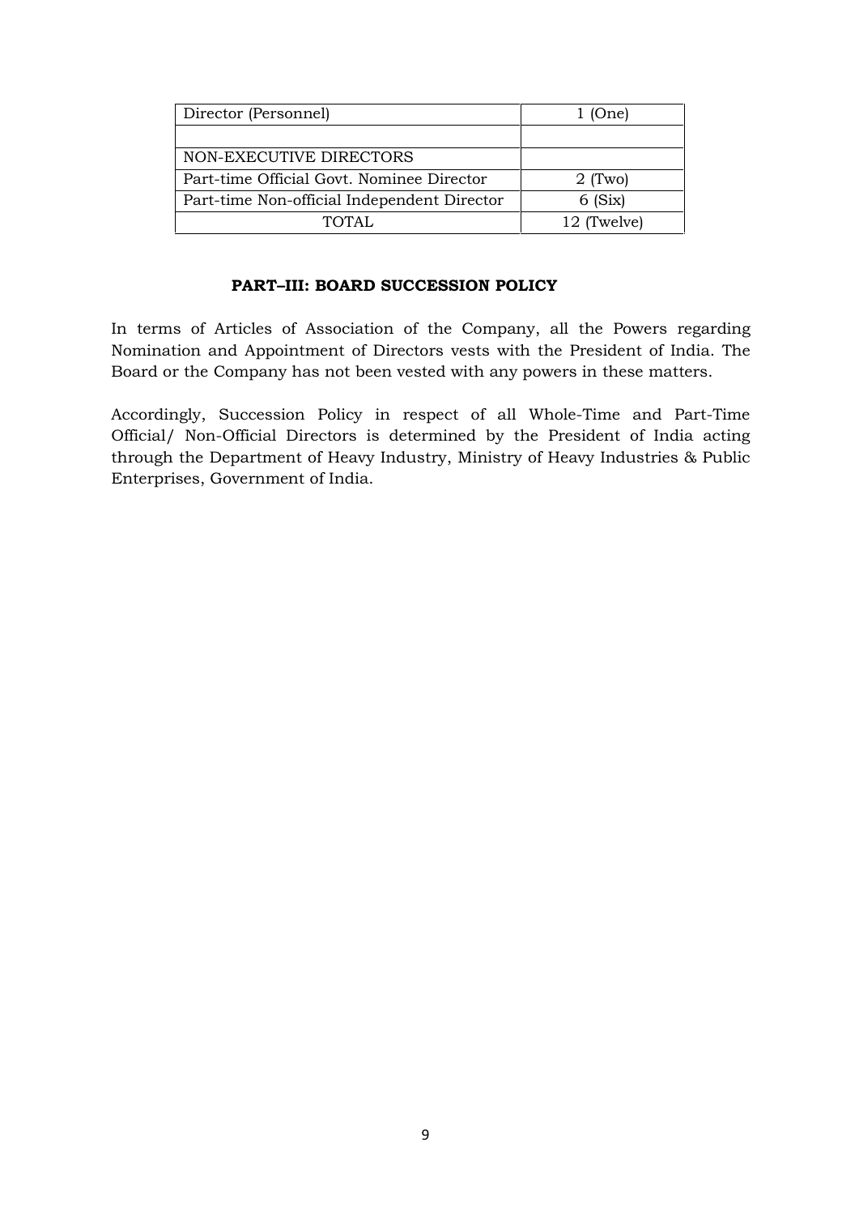| | |
|---|---|
| Director (Personnel) | 1 (One) |
| | |
| NON-EXECUTIVE DIRECTORS | |
| Part-time Official Govt. Nominee Director | 2 (Two) |
| Part-time Non-official Independent Director | 6 (Six) |
| TOTAL | 12 (Twelve) |

## PART–III: BOARD SUCCESSION POLICY

In terms of Articles of Association of the Company, all the Powers regarding Nomination and Appointment of Directors vests with the President of India. The Board or the Company has not been vested with any powers in these matters.

Accordingly, Succession Policy in respect of all Whole-Time and Part-Time Official/ Non-Official Directors is determined by the President of India acting through the Department of Heavy Industry, Ministry of Heavy Industries & Public Enterprises, Government of India.